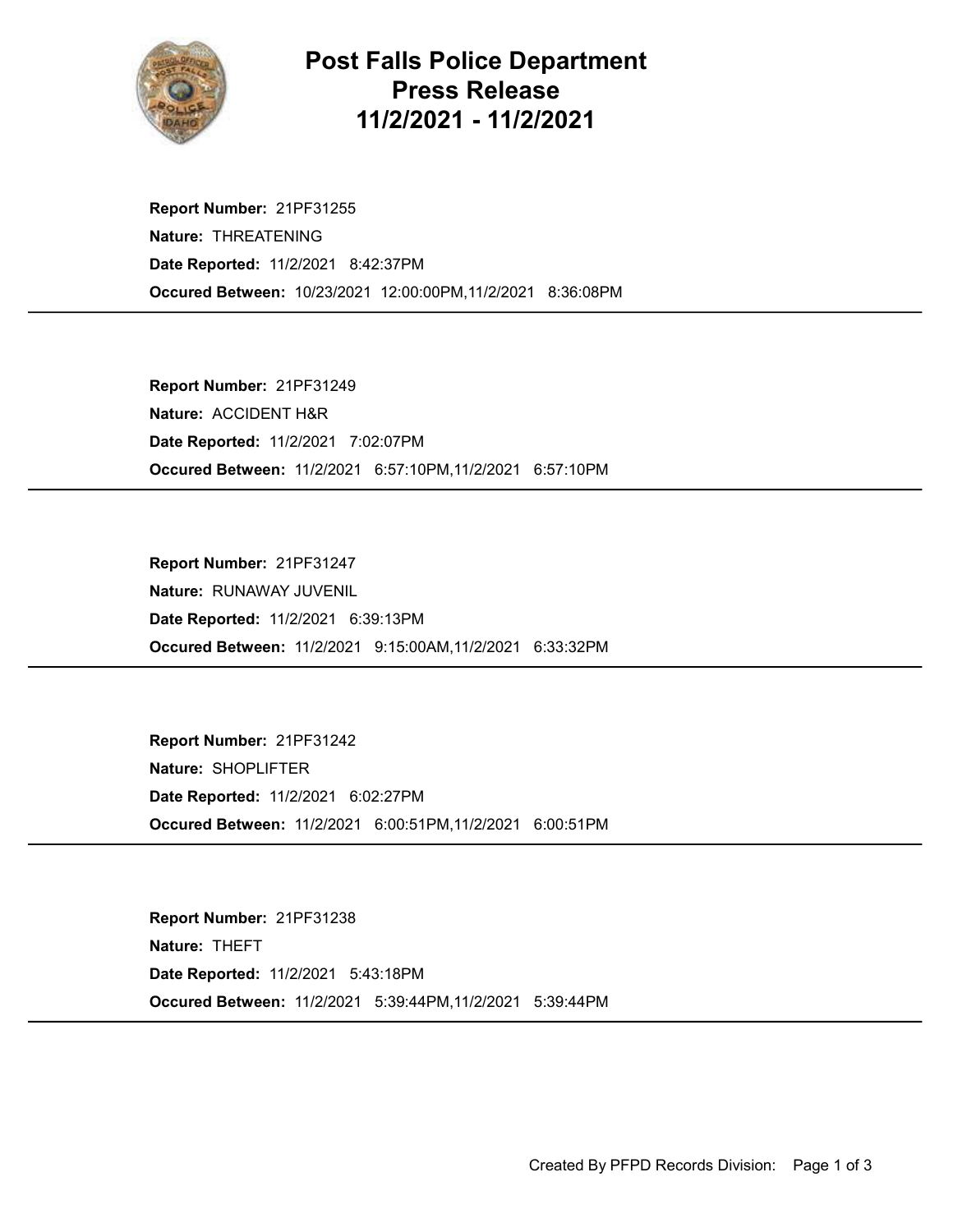# Post Falls Police Department
## Press Release
## 11/2/2021 - 11/2/2021

**Report Number:** 21PF31255
**Nature:** THREATENING
**Date Reported:** 11/2/2021 8:42:37PM
**Occured Between:** 10/23/2021 12:00:00PM,11/2/2021 8:36:08PM

---

**Report Number:** 21PF31249
**Nature:** ACCIDENT H&R
**Date Reported:** 11/2/2021 7:02:07PM
**Occured Between:** 11/2/2021 6:57:10PM,11/2/2021 6:57:10PM

---

**Report Number:** 21PF31247
**Nature:** RUNAWAY JUVENIL
**Date Reported:** 11/2/2021 6:39:13PM
**Occured Between:** 11/2/2021 9:15:00AM,11/2/2021 6:33:32PM

---

**Report Number:** 21PF31242
**Nature:** SHOPLIFTER
**Date Reported:** 11/2/2021 6:02:27PM
**Occured Between:** 11/2/2021 6:00:51PM,11/2/2021 6:00:51PM

---

**Report Number:** 21PF31238
**Nature:** THEFT
**Date Reported:** 11/2/2021 5:43:18PM
**Occured Between:** 11/2/2021 5:39:44PM,11/2/2021 5:39:44PM

---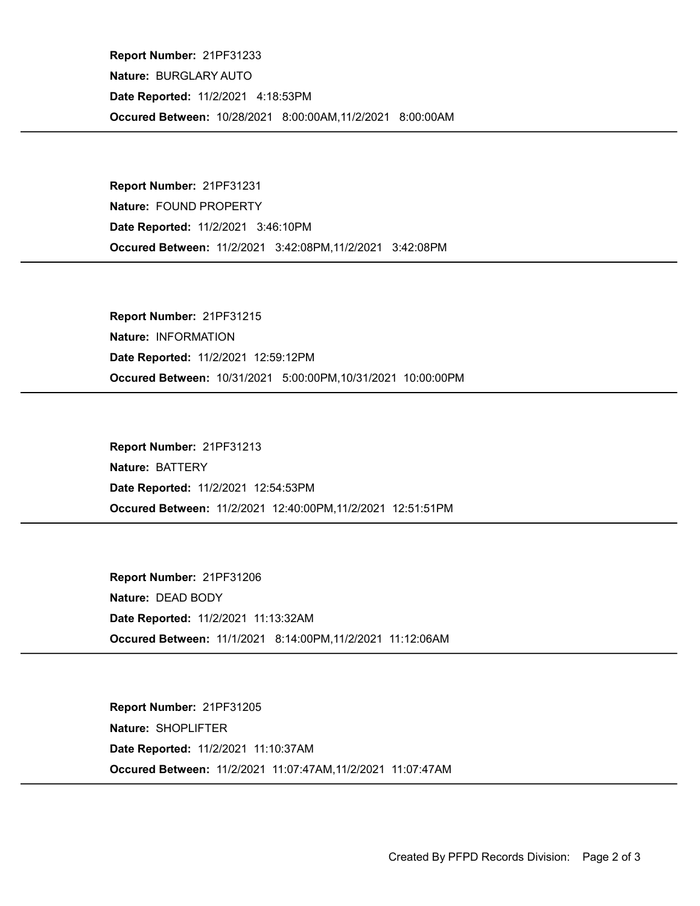**Report Number:** 21PF31233
**Nature:** BURGLARY AUTO
**Date Reported:** 11/2/2021 4:18:53PM
**Occured Between:** 10/28/2021 8:00:00AM,11/2/2021 8:00:00AM

---

**Report Number:** 21PF31231
**Nature:** FOUND PROPERTY
**Date Reported:** 11/2/2021 3:46:10PM
**Occured Between:** 11/2/2021 3:42:08PM,11/2/2021 3:42:08PM

---

**Report Number:** 21PF31215
**Nature:** INFORMATION
**Date Reported:** 11/2/2021 12:59:12PM
**Occured Between:** 10/31/2021 5:00:00PM,10/31/2021 10:00:00PM

---

**Report Number:** 21PF31213
**Nature:** BATTERY
**Date Reported:** 11/2/2021 12:54:53PM
**Occured Between:** 11/2/2021 12:40:00PM,11/2/2021 12:51:51PM

---

**Report Number:** 21PF31206
**Nature:** DEAD BODY
**Date Reported:** 11/2/2021 11:13:32AM
**Occured Between:** 11/1/2021 8:14:00PM,11/2/2021 11:12:06AM

---

**Report Number:** 21PF31205
**Nature:** SHOPLIFTER
**Date Reported:** 11/2/2021 11:10:37AM
**Occured Between:** 11/2/2021 11:07:47AM,11/2/2021 11:07:47AM

---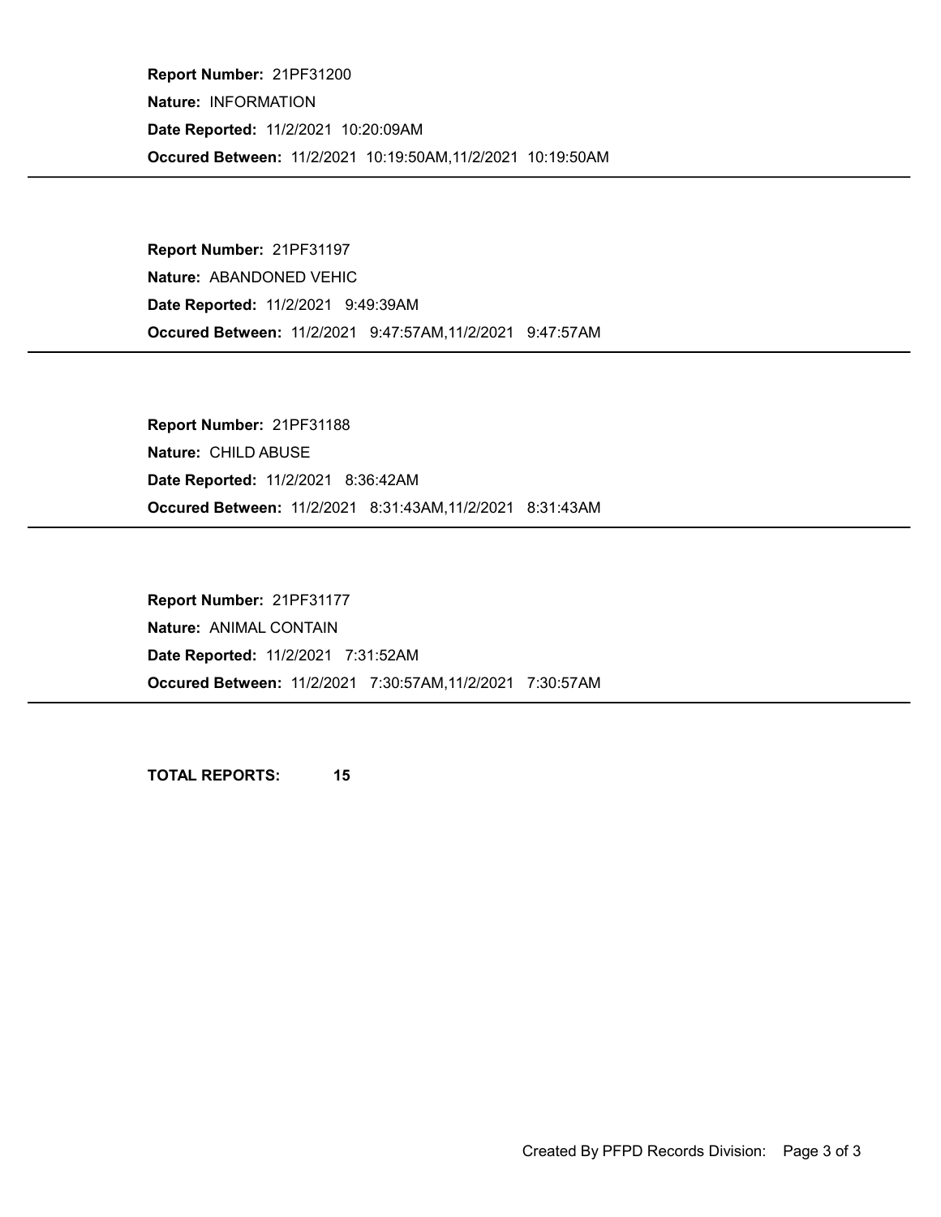**Report Number:** 21PF31200

**Nature:** INFORMATION

**Date Reported:** 11/2/2021 10:20:09AM

**Occured Between:** 11/2/2021 10:19:50AM,11/2/2021 10:19:50AM

---

**Report Number:** 21PF31197

**Nature:** ABANDONED VEHIC

**Date Reported:** 11/2/2021 9:49:39AM

**Occured Between:** 11/2/2021 9:47:57AM,11/2/2021 9:47:57AM

---

**Report Number:** 21PF31188

**Nature:** CHILD ABUSE

**Date Reported:** 11/2/2021 8:36:42AM

**Occured Between:** 11/2/2021 8:31:43AM,11/2/2021 8:31:43AM

---

**Report Number:** 21PF31177

**Nature:** ANIMAL CONTAIN

**Date Reported:** 11/2/2021 7:31:52AM

**Occured Between:** 11/2/2021 7:30:57AM,11/2/2021 7:30:57AM

---

**TOTAL REPORTS: 15**